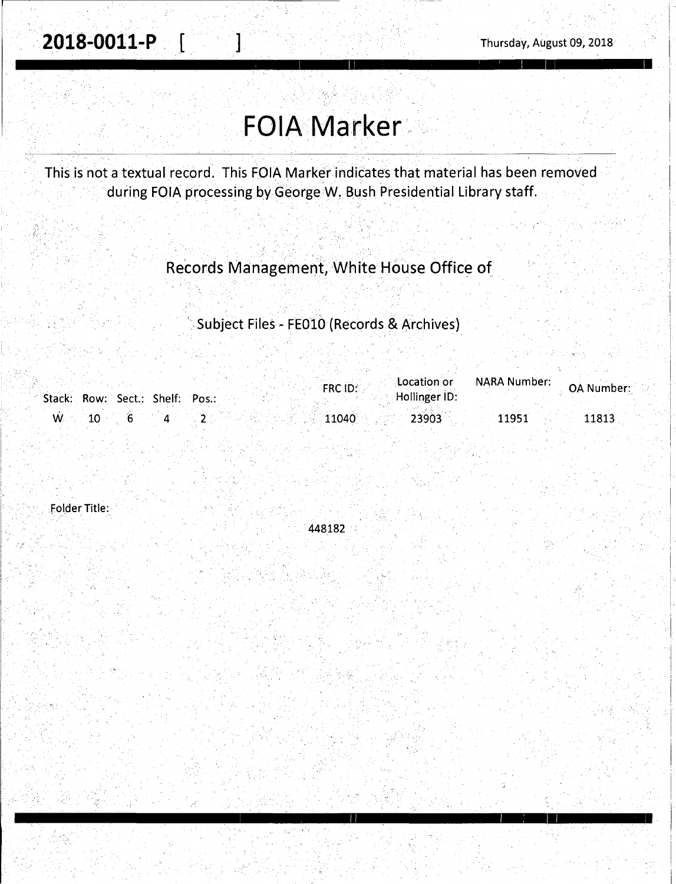**2018-0011-P** [ ] Thursday, August 09, 2018

# FOIA Marker

This is not a textual record. This FOIA Marker indicates that material has been removed during FOIA processing by George W. Bush Presidential Library staff.

## Records Management, White House Office of

### Subject Files - FE010 (Records & Archives)

| Stack: | Row: | Sect.: | Shelf: | Pos.: | FRC ID: | Location or Hollinger ID: | NARA Number: | OA Number: |
|---|---|---|---|---|---|---|---|---|
| W | 10 | 6 | 4 | 2 | 11040 | 23903 | 11951 | 11813 |

Folder Title:

448182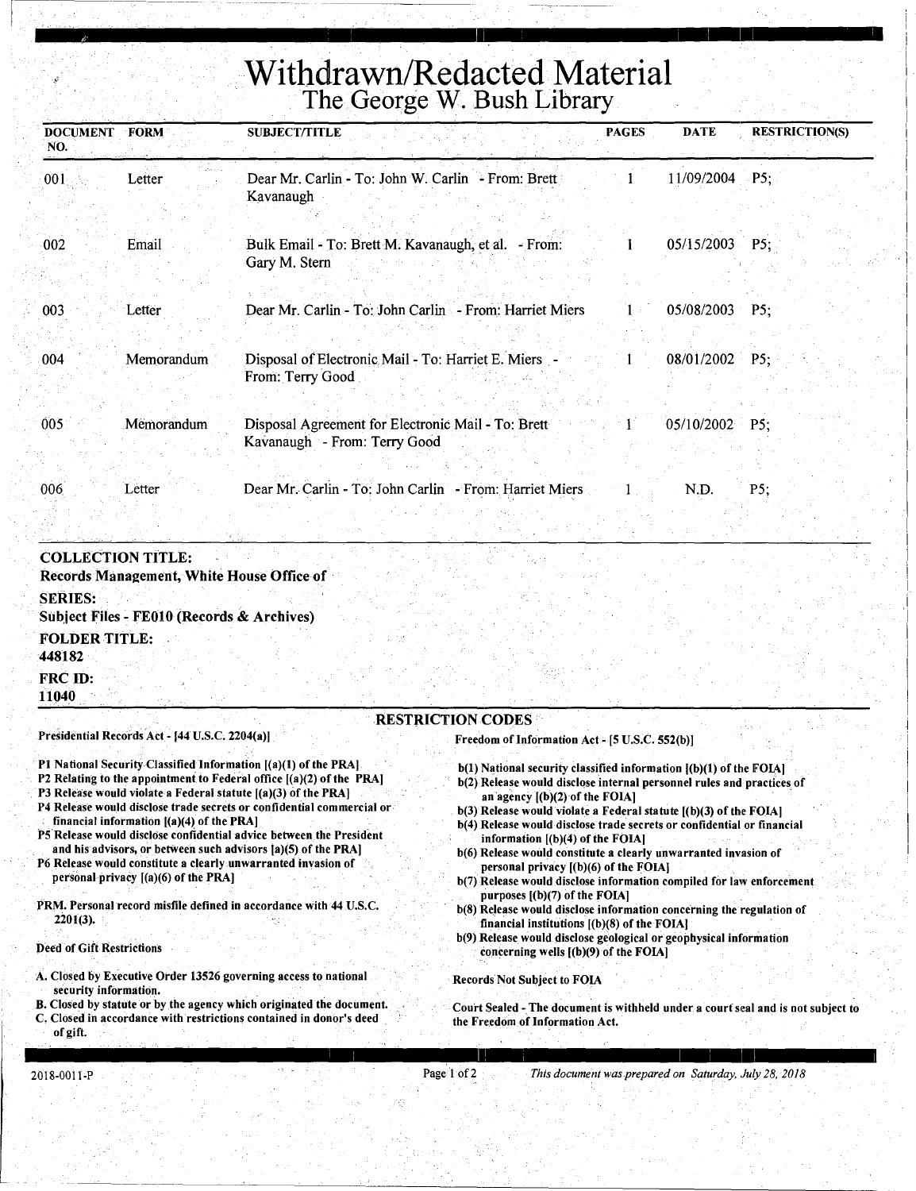# Withdrawn/Redacted Material
## The George W. Bush Library

| DOCUMENT NO. | FORM | SUBJECT/TITLE | PAGES | DATE | RESTRICTION(S) |
|---|---|---|---|---|---|
| 001 | Letter | Dear Mr. Carlin - To: John W. Carlin - From: Brett Kavanaugh | 1 | 11/09/2004 | P5; |
| 002 | Email | Bulk Email - To: Brett M. Kavanaugh, et al. - From: Gary M. Stern | 1 | 05/15/2003 | P5; |
| 003 | Letter | Dear Mr. Carlin - To: John Carlin - From: Harriet Miers | 1 | 05/08/2003 | P5; |
| 004 | Memorandum | Disposal of Electronic Mail - To: Harriet E. Miers - From: Terry Good | 1 | 08/01/2002 | P5; |
| 005 | Memorandum | Disposal Agreement for Electronic Mail - To: Brett Kavanaugh - From: Terry Good | 1 | 05/10/2002 | P5; |
| 006 | Letter | Dear Mr. Carlin - To: John Carlin - From: Harriet Miers | 1 | N.D. | P5; |

**COLLECTION TITLE:**
**Records Management, White House Office of**

**SERIES:**
**Subject Files - FE010 (Records & Archives)**

**FOLDER TITLE:**
**448182**

**FRC ID:**
**11040**

### RESTRICTION CODES

**Presidential Records Act - [44 U.S.C. 2204(a)]**

- P1 National Security Classified Information [(a)(1) of the PRA]
- P2 Relating to the appointment to Federal office [(a)(2) of the PRA]
- P3 Release would violate a Federal statute [(a)(3) of the PRA]
- P4 Release would disclose trade secrets or confidential commercial or financial information [(a)(4) of the PRA]
- P5 Release would disclose confidential advice between the President and his advisors, or between such advisors [a)(5) of the PRA]
- P6 Release would constitute a clearly unwarranted invasion of personal privacy [(a)(6) of the PRA]

PRM. Personal record misfile defined in accordance with 44 U.S.C. 2201(3).

**Deed of Gift Restrictions**

- A. Closed by Executive Order 13526 governing access to national security information.
- B. Closed by statute or by the agency which originated the document.
- C. Closed in accordance with restrictions contained in donor's deed of gift.

**Freedom of Information Act - [5 U.S.C. 552(b)]**

- b(1) National security classified information [(b)(1) of the FOIA]
- b(2) Release would disclose internal personnel rules and practices of an agency [(b)(2) of the FOIA]
- b(3) Release would violate a Federal statute [(b)(3) of the FOIA]
- b(4) Release would disclose trade secrets or confidential or financial information [(b)(4) of the FOIA]
- b(6) Release would constitute a clearly unwarranted invasion of personal privacy [(b)(6) of the FOIA]
- b(7) Release would disclose information compiled for law enforcement purposes [(b)(7) of the FOIA]
- b(8) Release would disclose information concerning the regulation of financial institutions [(b)(8) of the FOIA]
- b(9) Release would disclose geological or geophysical information concerning wells [(b)(9) of the FOIA]

**Records Not Subject to FOIA**

Court Sealed - The document is withheld under a court seal and is not subject to the Freedom of Information Act.

2018-0011-P

*This document was prepared on Saturday, July 28, 2018*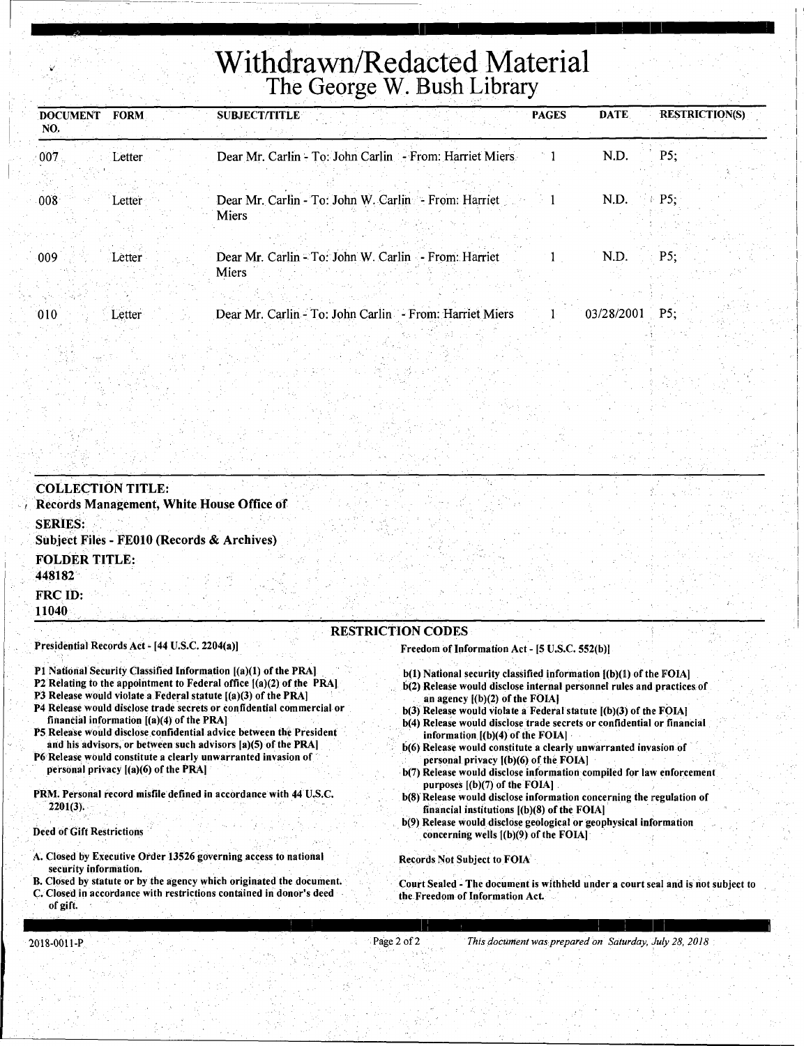# Withdrawn/Redacted Material
## The George W. Bush Library

| DOCUMENT NO. | FORM | SUBJECT/TITLE | PAGES | DATE | RESTRICTION(S) |
|---|---|---|---|---|---|
| 007 | Letter | Dear Mr. Carlin - To: John Carlin - From: Harriet Miers | 1 | N.D. | P5; |
| 008 | Letter | Dear Mr. Carlin - To: John W. Carlin - From: Harriet Miers | 1 | N.D. | P5; |
| 009 | Letter | Dear Mr. Carlin - To: John W. Carlin - From: Harriet Miers | 1 | N.D. | P5; |
| 010 | Letter | Dear Mr. Carlin - To: John Carlin - From: Harriet Miers | 1 | 03/28/2001 | P5; |

**COLLECTION TITLE:**
Records Management, White House Office of

**SERIES:**
Subject Files - FE010 (Records & Archives)

**FOLDER TITLE:**
448182

**FRC ID:**
11040

### RESTRICTION CODES

**Presidential Records Act - [44 U.S.C. 2204(a)]**

P1 National Security Classified Information [(a)(1) of the PRA]
P2 Relating to the appointment to Federal office [(a)(2) of the PRA]
P3 Release would violate a Federal statute [(a)(3) of the PRA]
P4 Release would disclose trade secrets or confidential commercial or financial information [(a)(4) of the PRA]
P5 Release would disclose confidential advice between the President and his advisors, or between such advisors [a)(5) of the PRA]
P6 Release would constitute a clearly unwarranted invasion of personal privacy [(a)(6) of the PRA]

PRM. Personal record misfile defined in accordance with 44 U.S.C. 2201(3).

**Deed of Gift Restrictions**

A. Closed by Executive Order 13526 governing access to national security information.
B. Closed by statute or by the agency which originated the document.
C. Closed in accordance with restrictions contained in donor's deed of gift.

**Freedom of Information Act - [5 U.S.C. 552(b)]**

b(1) National security classified information [(b)(1) of the FOIA]
b(2) Release would disclose internal personnel rules and practices of an agency [(b)(2) of the FOIA]
b(3) Release would violate a Federal statute [(b)(3) of the FOIA]
b(4) Release would disclose trade secrets or confidential or financial information [(b)(4) of the FOIA]
b(6) Release would constitute a clearly unwarranted invasion of personal privacy [(b)(6) of the FOIA]
b(7) Release would disclose information compiled for law enforcement purposes [(b)(7) of the FOIA]
b(8) Release would disclose information concerning the regulation of financial institutions [(b)(8) of the FOIA]
b(9) Release would disclose geological or geophysical information concerning wells [(b)(9) of the FOIA]

Records Not Subject to FOIA

Court Sealed - The document is withheld under a court seal and is not subject to the Freedom of Information Act.

2018-0011-P

*This document was prepared on Saturday, July 28, 2018*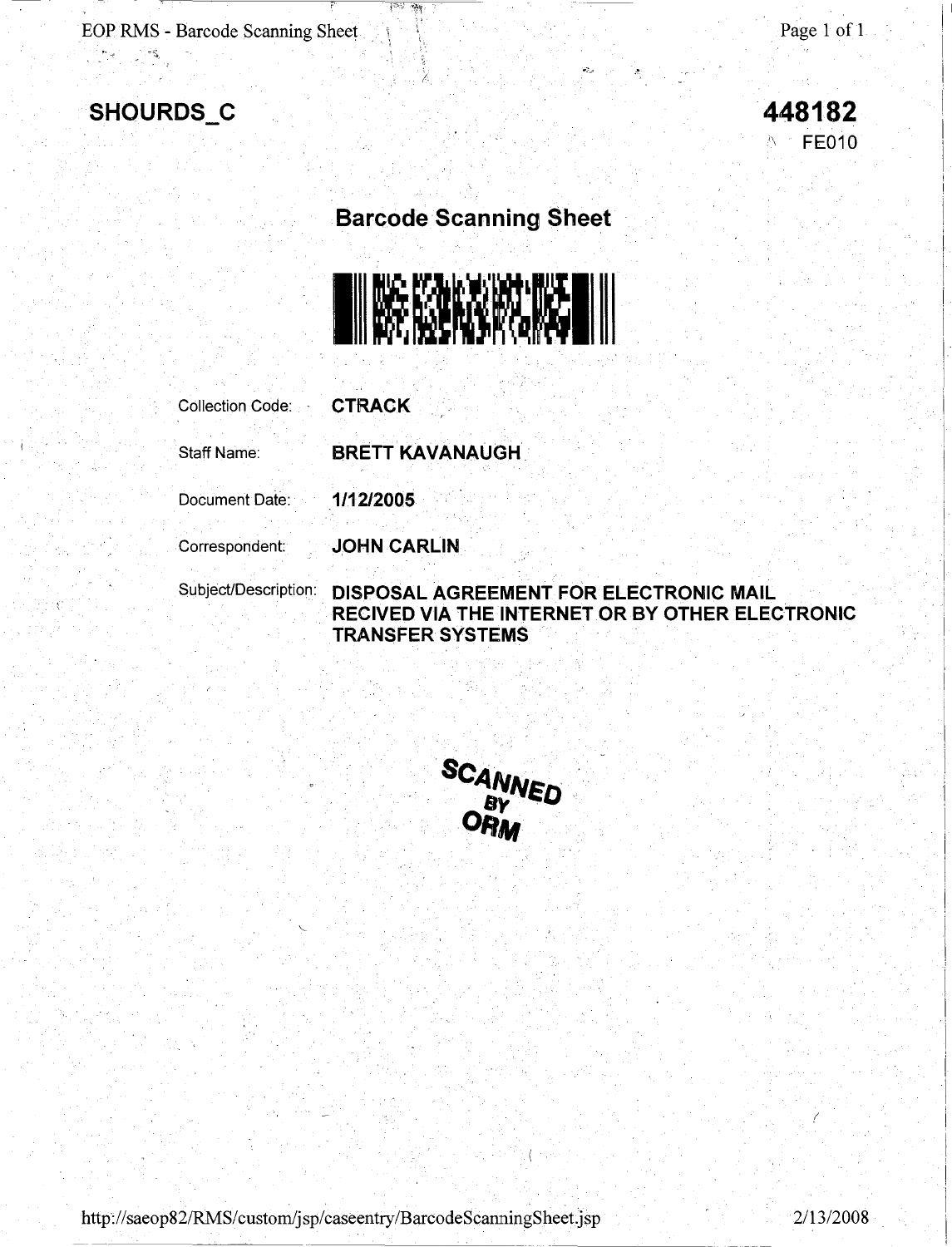**SHOURDS_C**

**448182**
FE010

## Barcode Scanning Sheet

| | |
|---|---|
| Collection Code: | **CTRACK** |
| Staff Name: | **BRETT KAVANAUGH** |
| Document Date: | **1/12/2005** |
| Correspondent: | **JOHN CARLIN** |
| Subject/Description: | **DISPOSAL AGREEMENT FOR ELECTRONIC MAIL RECIVED VIA THE INTERNET OR BY OTHER ELECTRONIC TRANSFER SYSTEMS** |

SCANNED BY ORM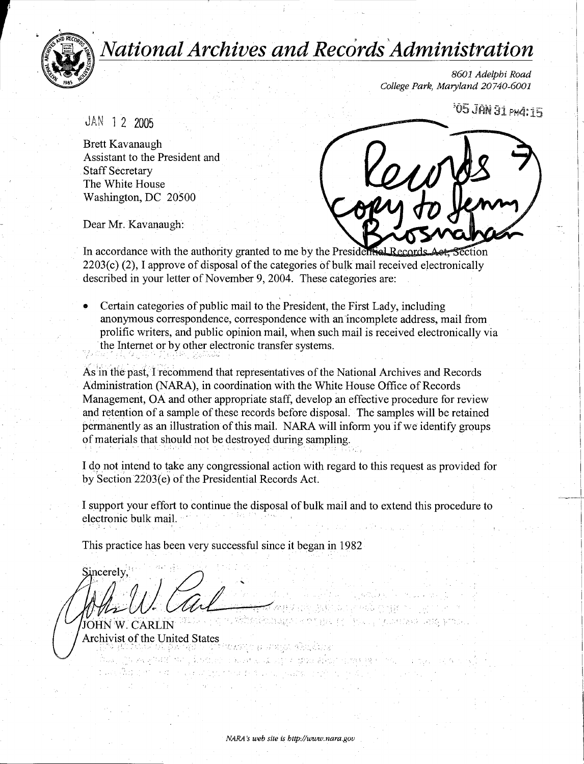# National Archives and Records Administration

*8601 Adelphi Road*
*College Park, Maryland 20740-6001*

'05 JAN 31 PM4:15

JAN 12 2005

Brett Kavanaugh
Assistant to the President and
Staff Secretary
The White House
Washington, DC 20500

Records → copy to Jenny Brosnahan

Dear Mr. Kavanaugh:

In accordance with the authority granted to me by the Presidential Records Act, Section 2203(c) (2), I approve of disposal of the categories of bulk mail received electronically described in your letter of November 9, 2004. These categories are:

- Certain categories of public mail to the President, the First Lady, including anonymous correspondence, correspondence with an incomplete address, mail from prolific writers, and public opinion mail, when such mail is received electronically via the Internet or by other electronic transfer systems.

As in the past, I recommend that representatives of the National Archives and Records Administration (NARA), in coordination with the White House Office of Records Management, OA and other appropriate staff, develop an effective procedure for review and retention of a sample of these records before disposal. The samples will be retained permanently as an illustration of this mail. NARA will inform you if we identify groups of materials that should not be destroyed during sampling.

I do not intend to take any congressional action with regard to this request as provided for by Section 2203(e) of the Presidential Records Act.

I support your effort to continue the disposal of bulk mail and to extend this procedure to electronic bulk mail.

This practice has been very successful since it began in 1982

Sincerely,

JOHN W. CARLIN
Archivist of the United States

*NARA's web site is http://www.nara.gov*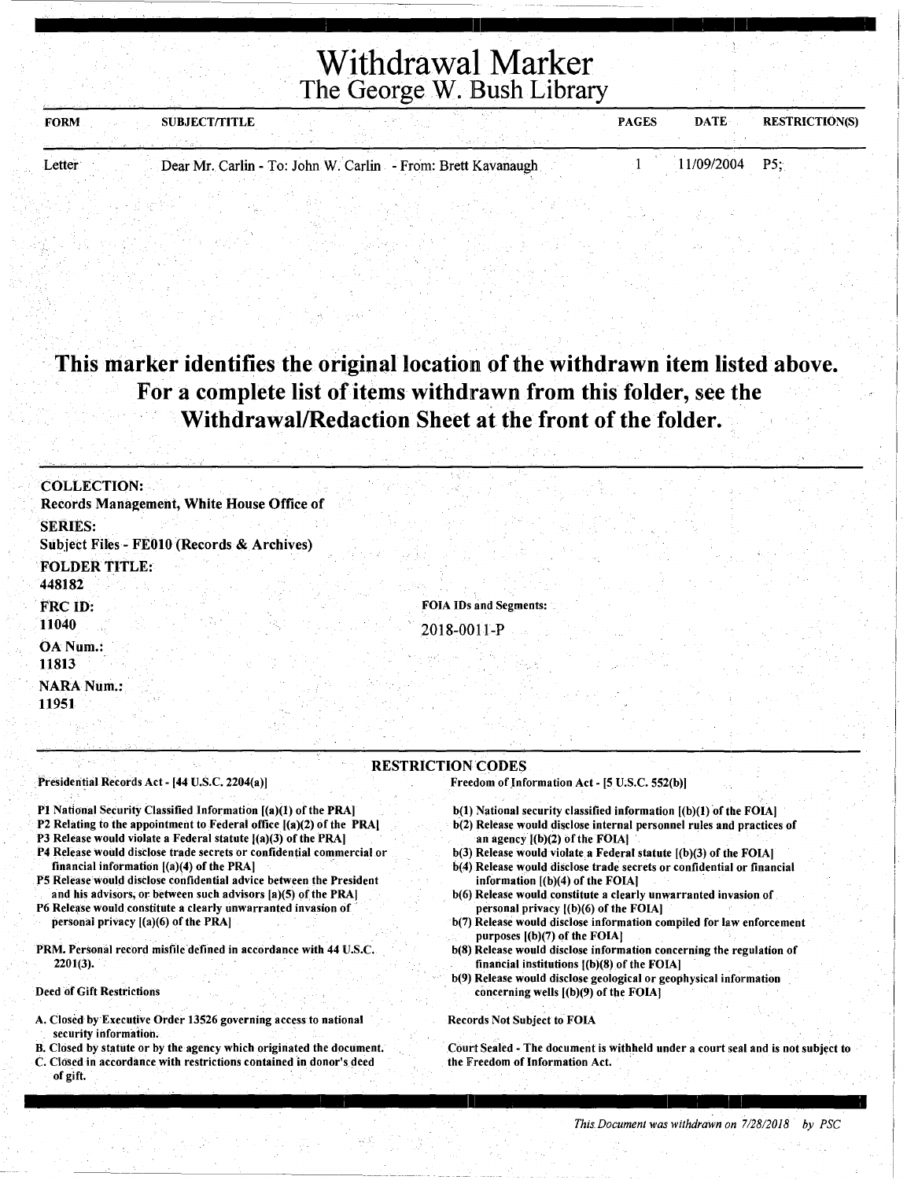# Withdrawal Marker

## The George W. Bush Library

| FORM | SUBJECT/TITLE | PAGES | DATE | RESTRICTION(S) |
|---|---|---|---|---|
| Letter | Dear Mr. Carlin - To: John W. Carlin - From: Brett Kavanaugh | 1 | 11/09/2004 | P5; |

**This marker identifies the original location of the withdrawn item listed above. For a complete list of items withdrawn from this folder, see the Withdrawal/Redaction Sheet at the front of the folder.**

**COLLECTION:**
Records Management, White House Office of

**SERIES:**
Subject Files - FE010 (Records & Archives)

**FOLDER TITLE:**
448182

**FRC ID:**
11040

**FOIA IDs and Segments:**
2018-0011-P

**OA Num.:**
11813

**NARA Num.:**
11951

### RESTRICTION CODES

Presidential Records Act - [44 U.S.C. 2204(a)]

P1 National Security Classified Information [(a)(1) of the PRA]
P2 Relating to the appointment to Federal office [(a)(2) of the PRA]
P3 Release would violate a Federal statute [(a)(3) of the PRA]
P4 Release would disclose trade secrets or confidential commercial or financial information [(a)(4) of the PRA]
P5 Release would disclose confidential advice between the President and his advisors, or between such advisors [a)(5) of the PRA]
P6 Release would constitute a clearly unwarranted invasion of personal privacy [(a)(6) of the PRA]

PRM. Personal record misfile defined in accordance with 44 U.S.C. 2201(3).

Deed of Gift Restrictions

A. Closed by Executive Order 13526 governing access to national security information.
B. Closed by statute or by the agency which originated the document.
C. Closed in accordance with restrictions contained in donor's deed of gift.

Freedom of Information Act - [5 U.S.C. 552(b)]

b(1) National security classified information [(b)(1) of the FOIA]
b(2) Release would disclose internal personnel rules and practices of an agency [(b)(2) of the FOIA]
b(3) Release would violate a Federal statute [(b)(3) of the FOIA]
b(4) Release would disclose trade secrets or confidential or financial information [(b)(4) of the FOIA]
b(6) Release would constitute a clearly unwarranted invasion of personal privacy [(b)(6) of the FOIA]
b(7) Release would disclose information compiled for law enforcement purposes [(b)(7) of the FOIA]
b(8) Release would disclose information concerning the regulation of financial institutions [(b)(8) of the FOIA]
b(9) Release would disclose geological or geophysical information concerning wells [(b)(9) of the FOIA]

Records Not Subject to FOIA

Court Sealed - The document is withheld under a court seal and is not subject to the Freedom of Information Act.

*This Document was withdrawn on 7/28/2018 by PSC*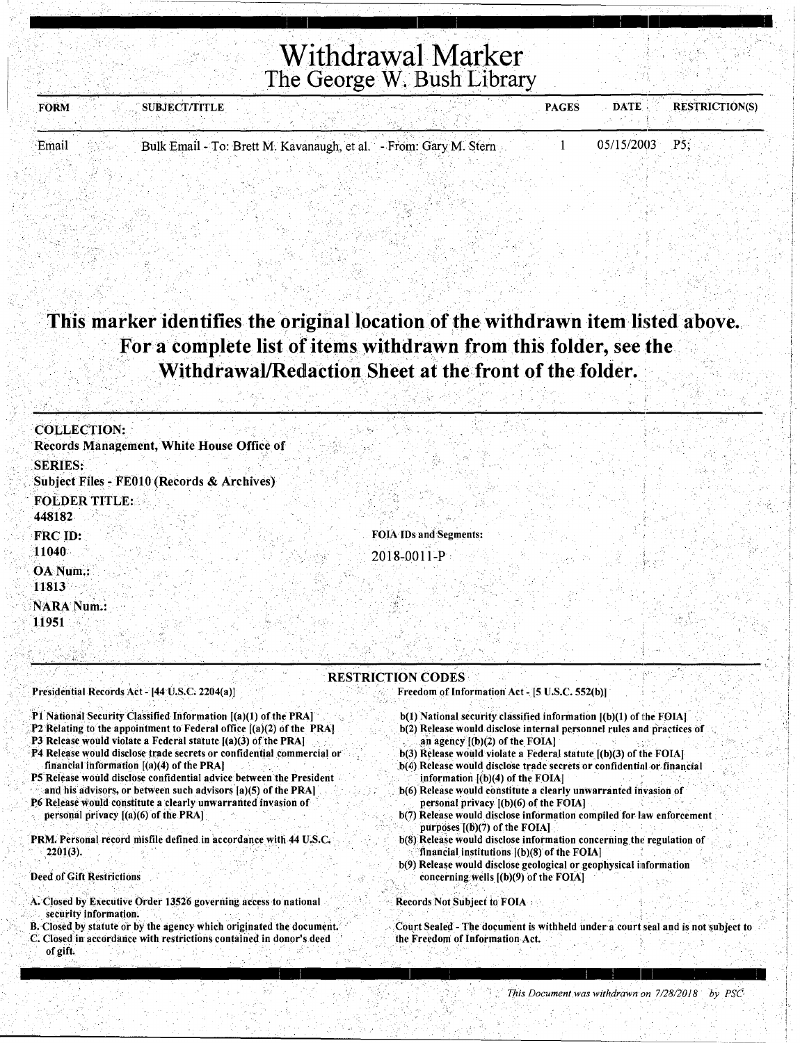# Withdrawal Marker
## The George W. Bush Library

| FORM | SUBJECT/TITLE | PAGES | DATE | RESTRICTION(S) |
|---|---|---|---|---|
| Email | Bulk Email - To: Brett M. Kavanaugh, et al. - From: Gary M. Stern | 1 | 05/15/2003 | P5; |

**This marker identifies the original location of the withdrawn item listed above. For a complete list of items withdrawn from this folder, see the Withdrawal/Redaction Sheet at the front of the folder.**

**COLLECTION:**
**Records Management, White House Office of**

**SERIES:**
**Subject Files - FE010 (Records & Archives)**

**FOLDER TITLE:**
**448182**

**FRC ID:**
**11040**

**OA Num.:**
**11813**

**NARA Num.:**
**11951**

**FOIA IDs and Segments:**

2018-0011-P

**RESTRICTION CODES**

Presidential Records Act - [44 U.S.C. 2204(a)]

- P1 National Security Classified Information [(a)(1) of the PRA]
- P2 Relating to the appointment to Federal office [(a)(2) of the PRA]
- P3 Release would violate a Federal statute [(a)(3) of the PRA]
- P4 Release would disclose trade secrets or confidential commercial or financial information [(a)(4) of the PRA]
- P5 Release would disclose confidential advice between the President and his advisors, or between such advisors [a)(5) of the PRA]
- P6 Release would constitute a clearly unwarranted invasion of personal privacy [(a)(6) of the PRA]

PRM. Personal record misfile defined in accordance with 44 U.S.C. 2201(3).

Deed of Gift Restrictions

- A. Closed by Executive Order 13526 governing access to national security information.
- B. Closed by statute or by the agency which originated the document.
- C. Closed in accordance with restrictions contained in donor's deed of gift.

Freedom of Information Act - [5 U.S.C. 552(b)]

- b(1) National security classified information [(b)(1) of the FOIA]
- b(2) Release would disclose internal personnel rules and practices of an agency [(b)(2) of the FOIA]
- b(3) Release would violate a Federal statute [(b)(3) of the FOIA]
- b(4) Release would disclose trade secrets or confidential or financial information [(b)(4) of the FOIA]
- b(6) Release would constitute a clearly unwarranted invasion of personal privacy [(b)(6) of the FOIA]
- b(7) Release would disclose information compiled for law enforcement purposes [(b)(7) of the FOIA]
- b(8) Release would disclose information concerning the regulation of financial institutions [(b)(8) of the FOIA]
- b(9) Release would disclose geological or geophysical information concerning wells [(b)(9) of the FOIA]

Records Not Subject to FOIA

Court Sealed - The document is withheld under a court seal and is not subject to the Freedom of Information Act.

*This Document was withdrawn on 7/28/2018 by PSC*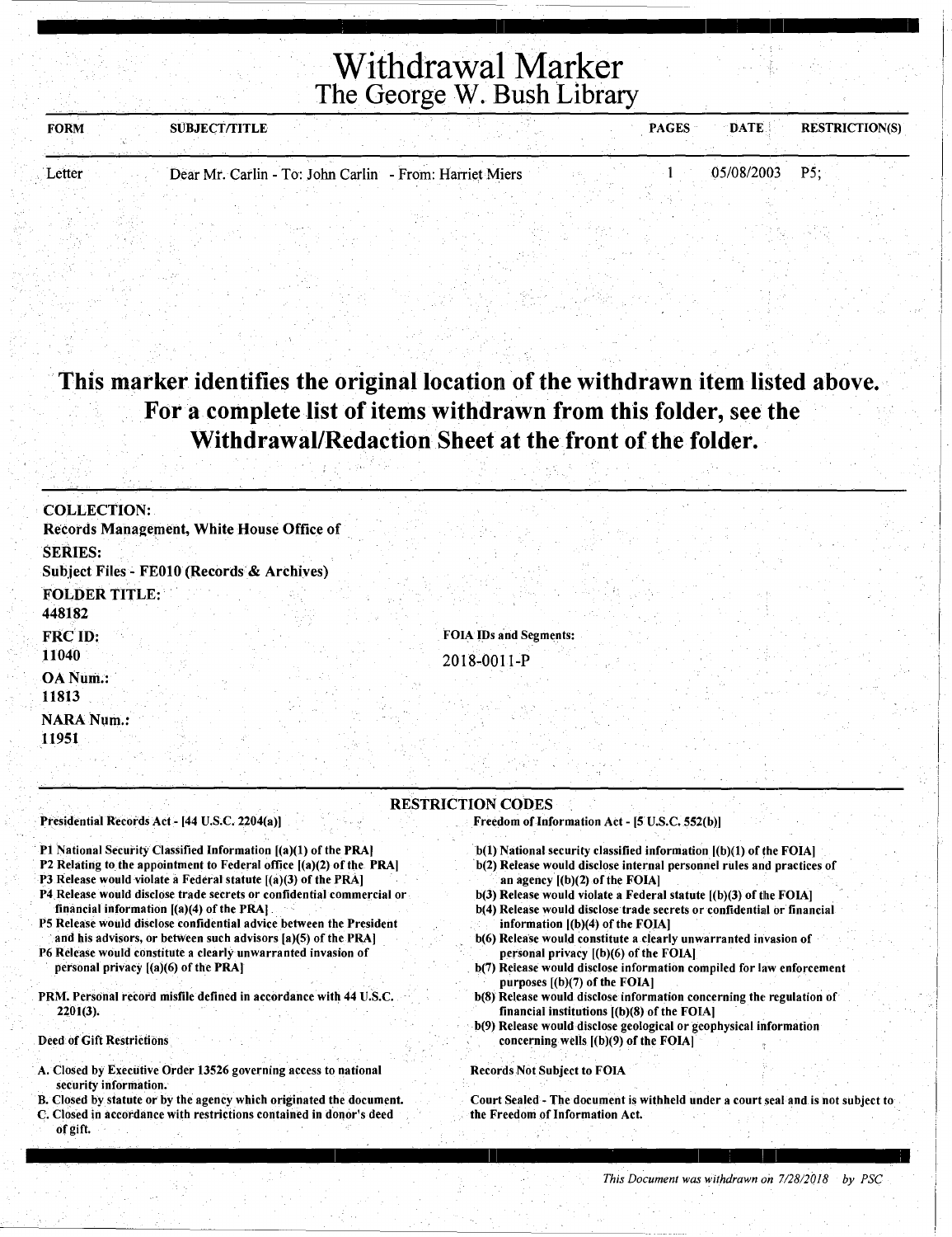# Withdrawal Marker
## The George W. Bush Library

| FORM | SUBJECT/TITLE | PAGES | DATE | RESTRICTION(S) |
|---|---|---|---|---|
| Letter | Dear Mr. Carlin - To: John Carlin - From: Harriet Miers | 1 | 05/08/2003 | P5; |

**This marker identifies the original location of the withdrawn item listed above. For a complete list of items withdrawn from this folder, see the Withdrawal/Redaction Sheet at the front of the folder.**

**COLLECTION:**
Records Management, White House Office of

**SERIES:**
Subject Files - FE010 (Records & Archives)

**FOLDER TITLE:**
448182

**FRC ID:**
11040

**OA Num.:**
11813

**NARA Num.:**
11951

**FOIA IDs and Segments:**
2018-0011-P

**RESTRICTION CODES**

**Presidential Records Act - [44 U.S.C. 2204(a)]**

P1 National Security Classified Information [(a)(1) of the PRA]
P2 Relating to the appointment to Federal office [(a)(2) of the PRA]
P3 Release would violate a Federal statute [(a)(3) of the PRA]
P4 Release would disclose trade secrets or confidential commercial or financial information [(a)(4) of the PRA]
P5 Release would disclose confidential advice between the President and his advisors, or between such advisors [a)(5) of the PRA]
P6 Release would constitute a clearly unwarranted invasion of personal privacy [(a)(6) of the PRA]

PRM. Personal record misfile defined in accordance with 44 U.S.C. 2201(3).

**Deed of Gift Restrictions**

A. Closed by Executive Order 13526 governing access to national security information.
B. Closed by statute or by the agency which originated the document.
C. Closed in accordance with restrictions contained in donor's deed of gift.

**Freedom of Information Act - [5 U.S.C. 552(b)]**

b(1) National security classified information [(b)(1) of the FOIA]
b(2) Release would disclose internal personnel rules and practices of an agency [(b)(2) of the FOIA]
b(3) Release would violate a Federal statute [(b)(3) of the FOIA]
b(4) Release would disclose trade secrets or confidential or financial information [(b)(4) of the FOIA]
b(6) Release would constitute a clearly unwarranted invasion of personal privacy [(b)(6) of the FOIA]
b(7) Release would disclose information compiled for law enforcement purposes [(b)(7) of the FOIA]
b(8) Release would disclose information concerning the regulation of financial institutions [(b)(8) of the FOIA]
b(9) Release would disclose geological or geophysical information concerning wells [(b)(9) of the FOIA]

**Records Not Subject to FOIA**

Court Sealed - The document is withheld under a court seal and is not subject to the Freedom of Information Act.

*This Document was withdrawn on 7/28/2018 by PSC*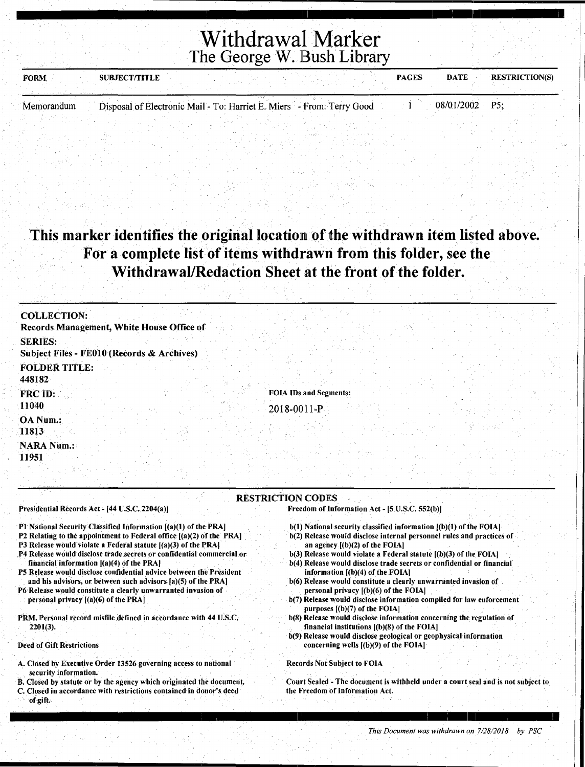# Withdrawal Marker

## The George W. Bush Library

| FORM | SUBJECT/TITLE | PAGES | DATE | RESTRICTION(S) |
|---|---|---|---|---|
| Memorandum | Disposal of Electronic Mail - To: Harriet E. Miers - From: Terry Good | 1 | 08/01/2002 | P5; |

**This marker identifies the original location of the withdrawn item listed above. For a complete list of items withdrawn from this folder, see the Withdrawal/Redaction Sheet at the front of the folder.**

**COLLECTION:**
Records Management, White House Office of

**SERIES:**
Subject Files - FE010 (Records & Archives)

**FOLDER TITLE:**
448182

**FRC ID:**
11040

**OA Num.:**
11813

**NARA Num.:**
11951

**FOIA IDs and Segments:**
2018-0011-P

### RESTRICTION CODES

**Presidential Records Act - [44 U.S.C. 2204(a)]**

P1 National Security Classified Information [(a)(1) of the PRA]
P2 Relating to the appointment to Federal office [(a)(2) of the PRA]
P3 Release would violate a Federal statute [(a)(3) of the PRA]
P4 Release would disclose trade secrets or confidential commercial or financial information [(a)(4) of the PRA]
P5 Release would disclose confidential advice between the President and his advisors, or between such advisors [a)(5) of the PRA]
P6 Release would constitute a clearly unwarranted invasion of personal privacy [(a)(6) of the PRA]

PRM. Personal record misfile defined in accordance with 44 U.S.C. 2201(3).

Deed of Gift Restrictions

A. Closed by Executive Order 13526 governing access to national security information.
B. Closed by statute or by the agency which originated the document.
C. Closed in accordance with restrictions contained in donor's deed of gift.

**Freedom of Information Act - [5 U.S.C. 552(b)]**

b(1) National security classified information [(b)(1) of the FOIA]
b(2) Release would disclose internal personnel rules and practices of an agency [(b)(2) of the FOIA]
b(3) Release would violate a Federal statute [(b)(3) of the FOIA]
b(4) Release would disclose trade secrets or confidential or financial information [(b)(4) of the FOIA]
b(6) Release would constitute a clearly unwarranted invasion of personal privacy [(b)(6) of the FOIA]
b(7) Release would disclose information compiled for law enforcement purposes [(b)(7) of the FOIA]
b(8) Release would disclose information concerning the regulation of financial institutions [(b)(8) of the FOIA]
b(9) Release would disclose geological or geophysical information concerning wells [(b)(9) of the FOIA]

Records Not Subject to FOIA

Court Sealed - The document is withheld under a court seal and is not subject to the Freedom of Information Act.

*This Document was withdrawn on 7/28/2018 by PSC*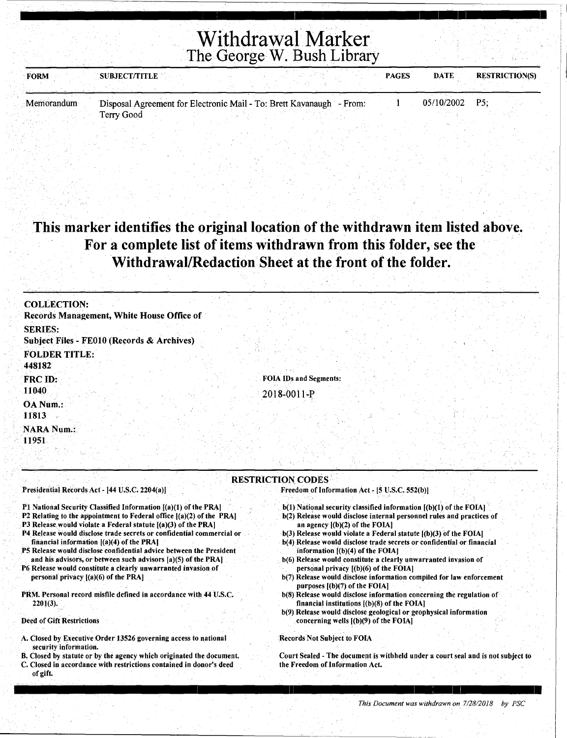# Withdrawal Marker
## The George W. Bush Library

| FORM | SUBJECT/TITLE | PAGES | DATE | RESTRICTION(S) |
|---|---|---|---|---|
| Memorandum | Disposal Agreement for Electronic Mail - To: Brett Kavanaugh - From: Terry Good | 1 | 05/10/2002 | P5; |

**This marker identifies the original location of the withdrawn item listed above. For a complete list of items withdrawn from this folder, see the Withdrawal/Redaction Sheet at the front of the folder.**

**COLLECTION:**
Records Management, White House Office of

**SERIES:**
Subject Files - FE010 (Records & Archives)

**FOLDER TITLE:**
448182

**FRC ID:**
11040

**OA Num.:**
11813

**NARA Num.:**
11951

**FOIA IDs and Segments:**
2018-0011-P

### RESTRICTION CODES

Presidential Records Act - [44 U.S.C. 2204(a)]

P1 National Security Classified Information [(a)(1) of the PRA]
P2 Relating to the appointment to Federal office [(a)(2) of the PRA]
P3 Release would violate a Federal statute [(a)(3) of the PRA]
P4 Release would disclose trade secrets or confidential commercial or financial information [(a)(4) of the PRA]
P5 Release would disclose confidential advice between the President and his advisors, or between such advisors [a)(5) of the PRA]
P6 Release would constitute a clearly unwarranted invasion of personal privacy [(a)(6) of the PRA]

PRM. Personal record misfile defined in accordance with 44 U.S.C. 2201(3).

Deed of Gift Restrictions

A. Closed by Executive Order 13526 governing access to national security information.
B. Closed by statute or by the agency which originated the document.
C. Closed in accordance with restrictions contained in donor's deed of gift.

Freedom of Information Act - [5 U.S.C. 552(b)]

b(1) National security classified information [(b)(1) of the FOIA]
b(2) Release would disclose internal personnel rules and practices of an agency [(b)(2) of the FOIA]
b(3) Release would violate a Federal statute [(b)(3) of the FOIA]
b(4) Release would disclose trade secrets or confidential or financial information [(b)(4) of the FOIA]
b(6) Release would constitute a clearly unwarranted invasion of personal privacy [(b)(6) of the FOIA]
b(7) Release would disclose information compiled for law enforcement purposes [(b)(7) of the FOIA]
b(8) Release would disclose information concerning the regulation of financial institutions [(b)(8) of the FOIA]
b(9) Release would disclose geological or geophysical information concerning wells [(b)(9) of the FOIA]

Records Not Subject to FOIA

Court Sealed - The document is withheld under a court seal and is not subject to the Freedom of Information Act.

*This Document was withdrawn on 7/28/2018 by PSC*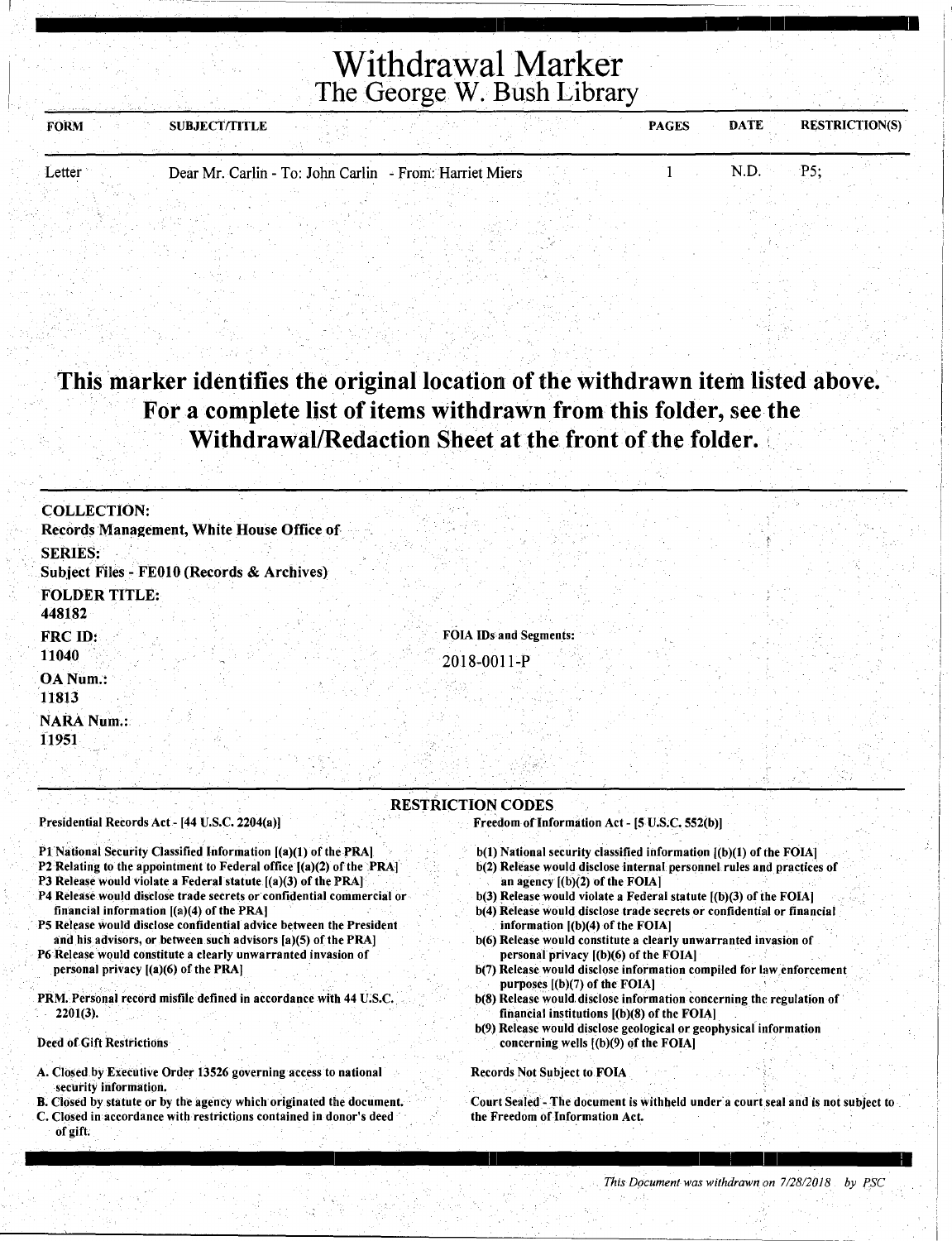# Withdrawal Marker
## The George W. Bush Library

| FORM | SUBJECT/TITLE | PAGES | DATE | RESTRICTION(S) |
|---|---|---|---|---|
| Letter | Dear Mr. Carlin - To: John Carlin - From: Harriet Miers | 1 | N.D. | P5; |

**This marker identifies the original location of the withdrawn item listed above. For a complete list of items withdrawn from this folder, see the Withdrawal/Redaction Sheet at the front of the folder.**

**COLLECTION:**
Records Management, White House Office of

**SERIES:**
Subject Files - FE010 (Records & Archives)

**FOLDER TITLE:**
448182

**FRC ID:**
11040

**FOIA IDs and Segments:**
2018-0011-P

**OA Num.:**
11813

**NARA Num.:**
11951

### RESTRICTION CODES

**Presidential Records Act - [44 U.S.C. 2204(a)]**

- P1 National Security Classified Information [(a)(1) of the PRA]
- P2 Relating to the appointment to Federal office [(a)(2) of the PRA]
- P3 Release would violate a Federal statute [(a)(3) of the PRA]
- P4 Release would disclose trade secrets or confidential commercial or financial information [(a)(4) of the PRA]
- P5 Release would disclose confidential advice between the President and his advisors, or between such advisors [a)(5) of the PRA]
- P6 Release would constitute a clearly unwarranted invasion of personal privacy [(a)(6) of the PRA]

PRM. Personal record misfile defined in accordance with 44 U.S.C. 2201(3).

**Deed of Gift Restrictions**

- A. Closed by Executive Order 13526 governing access to national security information.
- B. Closed by statute or by the agency which originated the document.
- C. Closed in accordance with restrictions contained in donor's deed of gift.

**Freedom of Information Act - [5 U.S.C. 552(b)]**

- b(1) National security classified information [(b)(1) of the FOIA]
- b(2) Release would disclose internal personnel rules and practices of an agency [(b)(2) of the FOIA]
- b(3) Release would violate a Federal statute [(b)(3) of the FOIA]
- b(4) Release would disclose trade secrets or confidential or financial information [(b)(4) of the FOIA]
- b(6) Release would constitute a clearly unwarranted invasion of personal privacy [(b)(6) of the FOIA]
- b(7) Release would disclose information compiled for law enforcement purposes [(b)(7) of the FOIA]
- b(8) Release would disclose information concerning the regulation of financial institutions [(b)(8) of the FOIA]
- b(9) Release would disclose geological or geophysical information concerning wells [(b)(9) of the FOIA]

**Records Not Subject to FOIA**

Court Sealed - The document is withheld under a court seal and is not subject to the Freedom of Information Act.

*This Document was withdrawn on 7/28/2018 by PSC*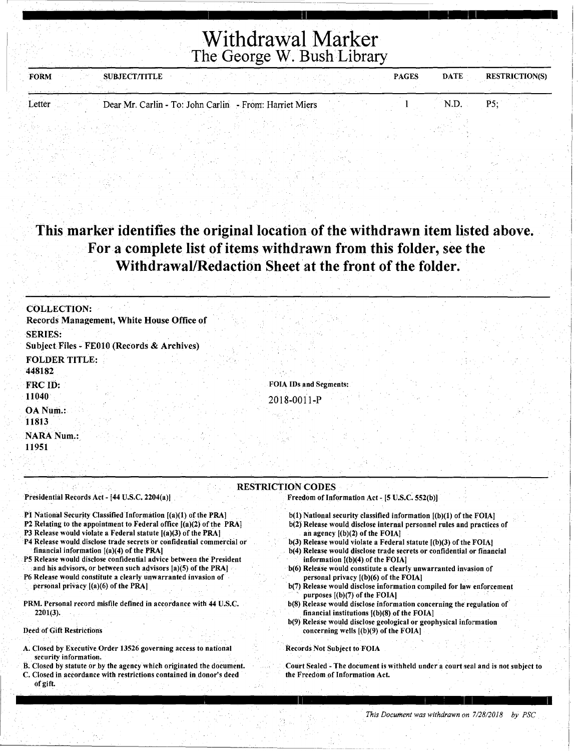# Withdrawal Marker

## The George W. Bush Library

| FORM | SUBJECT/TITLE | PAGES | DATE | RESTRICTION(S) |
| --- | --- | --- | --- | --- |
| Letter | Dear Mr. Carlin - To: John Carlin - From: Harriet Miers | 1 | N.D. | P5; |

**This marker identifies the original location of the withdrawn item listed above. For a complete list of items withdrawn from this folder, see the Withdrawal/Redaction Sheet at the front of the folder.**

**COLLECTION:**
Records Management, White House Office of

**SERIES:**
Subject Files - FE010 (Records & Archives)

**FOLDER TITLE:**
448182

**FRC ID:**
11040

**OA Num.:**
11813

**NARA Num.:**
11951

**FOIA IDs and Segments:**
2018-0011-P

### RESTRICTION CODES

**Presidential Records Act - [44 U.S.C. 2204(a)]**

P1 National Security Classified Information [(a)(1) of the PRA]
P2 Relating to the appointment to Federal office [(a)(2) of the PRA]
P3 Release would violate a Federal statute [(a)(3) of the PRA]
P4 Release would disclose trade secrets or confidential commercial or financial information [(a)(4) of the PRA]
P5 Release would disclose confidential advice between the President and his advisors, or between such advisors [a)(5) of the PRA]
P6 Release would constitute a clearly unwarranted invasion of personal privacy [(a)(6) of the PRA]

PRM. Personal record misfile defined in accordance with 44 U.S.C. 2201(3).

**Deed of Gift Restrictions**

A. Closed by Executive Order 13526 governing access to national security information.
B. Closed by statute or by the agency which originated the document.
C. Closed in accordance with restrictions contained in donor's deed of gift.

**Freedom of Information Act - [5 U.S.C. 552(b)]**

b(1) National security classified information [(b)(1) of the FOIA]
b(2) Release would disclose internal personnel rules and practices of an agency [(b)(2) of the FOIA]
b(3) Release would violate a Federal statute [(b)(3) of the FOIA]
b(4) Release would disclose trade secrets or confidential or financial information [(b)(4) of the FOIA]
b(6) Release would constitute a clearly unwarranted invasion of personal privacy [(b)(6) of the FOIA]
b(7) Release would disclose information compiled for law enforcement purposes [(b)(7) of the FOIA]
b(8) Release would disclose information concerning the regulation of financial institutions [(b)(8) of the FOIA]
b(9) Release would disclose geological or geophysical information concerning wells [(b)(9) of the FOIA]

**Records Not Subject to FOIA**

Court Sealed - The document is withheld under a court seal and is not subject to the Freedom of Information Act.

*This Document was withdrawn on 7/28/2018 by PSC*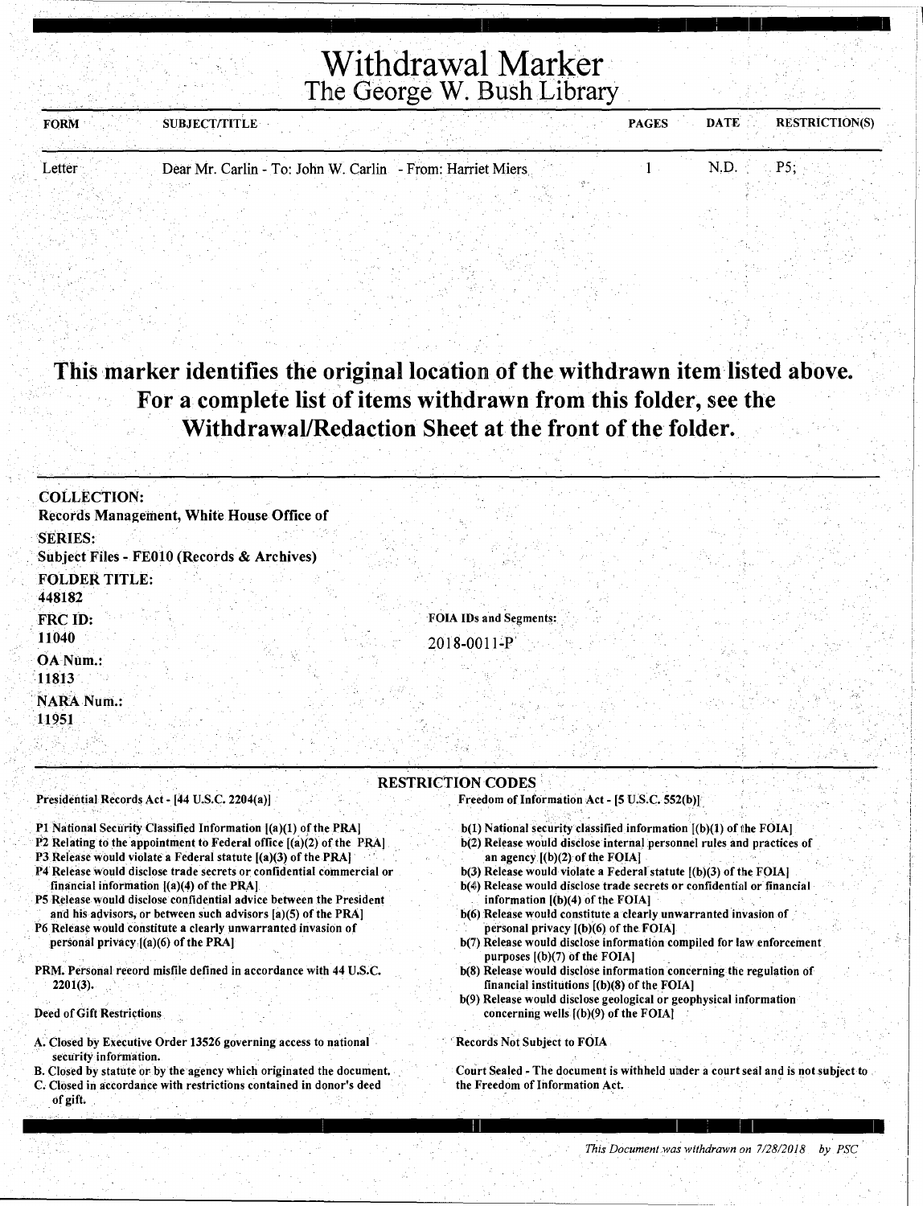# Withdrawal Marker
## The George W. Bush Library

| FORM | SUBJECT/TITLE | PAGES | DATE | RESTRICTION(S) |
|---|---|---|---|---|
| Letter | Dear Mr. Carlin - To: John W. Carlin - From: Harriet Miers | 1 | N.D. | P5; |

**This marker identifies the original location of the withdrawn item listed above. For a complete list of items withdrawn from this folder, see the Withdrawal/Redaction Sheet at the front of the folder.**

**COLLECTION:**
Records Management, White House Office of

**SERIES:**
Subject Files - FE010 (Records & Archives)

**FOLDER TITLE:**
448182

**FRC ID:**
11040

**OA Num.:**
11813

**NARA Num.:**
11951

**FOIA IDs and Segments:**
2018-0011-P

**RESTRICTION CODES**

Presidential Records Act - [44 U.S.C. 2204(a)]

P1 National Security Classified Information [(a)(1) of the PRA]
P2 Relating to the appointment to Federal office [(a)(2) of the PRA]
P3 Release would violate a Federal statute [(a)(3) of the PRA]
P4 Release would disclose trade secrets or confidential commercial or financial information [(a)(4) of the PRA]
P5 Release would disclose confidential advice between the President and his advisors, or between such advisors [a)(5) of the PRA]
P6 Release would constitute a clearly unwarranted invasion of personal privacy [(a)(6) of the PRA]

PRM. Personal record misfile defined in accordance with 44 U.S.C. 2201(3).

Deed of Gift Restrictions

A. Closed by Executive Order 13526 governing access to national security information.
B. Closed by statute or by the agency which originated the document.
C. Closed in accordance with restrictions contained in donor's deed of gift.

Freedom of Information Act - [5 U.S.C. 552(b)]

b(1) National security classified information [(b)(1) of the FOIA]
b(2) Release would disclose internal personnel rules and practices of an agency [(b)(2) of the FOIA]
b(3) Release would violate a Federal statute [(b)(3) of the FOIA]
b(4) Release would disclose trade secrets or confidential or financial information [(b)(4) of the FOIA]
b(6) Release would constitute a clearly unwarranted invasion of personal privacy [(b)(6) of the FOIA]
b(7) Release would disclose information compiled for law enforcement purposes [(b)(7) of the FOIA]
b(8) Release would disclose information concerning the regulation of financial institutions [(b)(8) of the FOIA]
b(9) Release would disclose geological or geophysical information concerning wells [(b)(9) of the FOIA]

Records Not Subject to FOIA

Court Sealed - The document is withheld under a court seal and is not subject to the Freedom of Information Act.

*This Document was withdrawn on 7/28/2018 by PSC*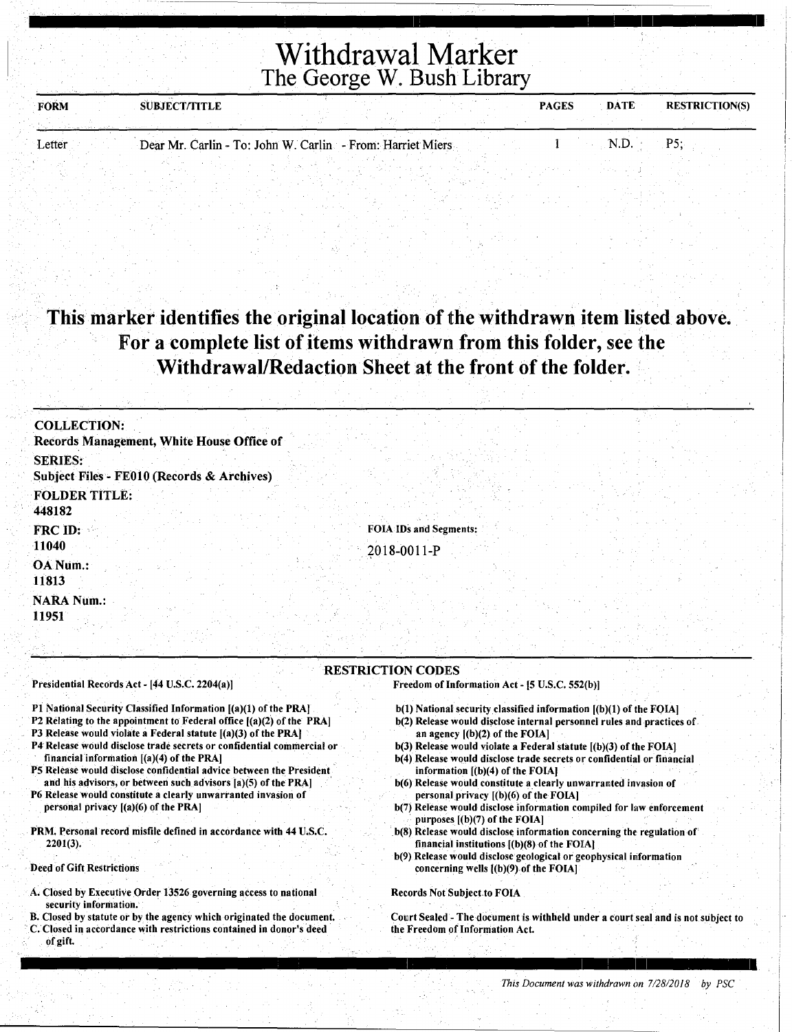# Withdrawal Marker
## The George W. Bush Library

| FORM | SUBJECT/TITLE | PAGES | DATE | RESTRICTION(S) |
|---|---|---|---|---|
| Letter | Dear Mr. Carlin - To: John W. Carlin - From: Harriet Miers | 1 | N.D. | P5; |

**This marker identifies the original location of the withdrawn item listed above. For a complete list of items withdrawn from this folder, see the Withdrawal/Redaction Sheet at the front of the folder.**

**COLLECTION:**
Records Management, White House Office of

**SERIES:**
Subject Files - FE010 (Records & Archives)

**FOLDER TITLE:**
448182

**FRC ID:**
11040

**OA Num.:**
11813

**NARA Num.:**
11951

**FOIA IDs and Segments:**
2018-0011-P

### RESTRICTION CODES

Presidential Records Act - [44 U.S.C. 2204(a)]

- P1 National Security Classified Information [(a)(1) of the PRA]
- P2 Relating to the appointment to Federal office [(a)(2) of the PRA]
- P3 Release would violate a Federal statute [(a)(3) of the PRA]
- P4 Release would disclose trade secrets or confidential commercial or financial information [(a)(4) of the PRA]
- P5 Release would disclose confidential advice between the President and his advisors, or between such advisors [a)(5) of the PRA]
- P6 Release would constitute a clearly unwarranted invasion of personal privacy [(a)(6) of the PRA]

PRM. Personal record misfile defined in accordance with 44 U.S.C. 2201(3).

Deed of Gift Restrictions

- A. Closed by Executive Order 13526 governing access to national security information.
- B. Closed by statute or by the agency which originated the document.
- C. Closed in accordance with restrictions contained in donor's deed of gift.

Freedom of Information Act - [5 U.S.C. 552(b)]

- b(1) National security classified information [(b)(1) of the FOIA]
- b(2) Release would disclose internal personnel rules and practices of an agency [(b)(2) of the FOIA]
- b(3) Release would violate a Federal statute [(b)(3) of the FOIA]
- b(4) Release would disclose trade secrets or confidential or financial information [(b)(4) of the FOIA]
- b(6) Release would constitute a clearly unwarranted invasion of personal privacy [(b)(6) of the FOIA]
- b(7) Release would disclose information compiled for law enforcement purposes [(b)(7) of the FOIA]
- b(8) Release would disclose information concerning the regulation of financial institutions [(b)(8) of the FOIA]
- b(9) Release would disclose geological or geophysical information concerning wells [(b)(9) of the FOIA]

Records Not Subject to FOIA

Court Sealed - The document is withheld under a court seal and is not subject to the Freedom of Information Act.

*This Document was withdrawn on 7/28/2018 by PSC*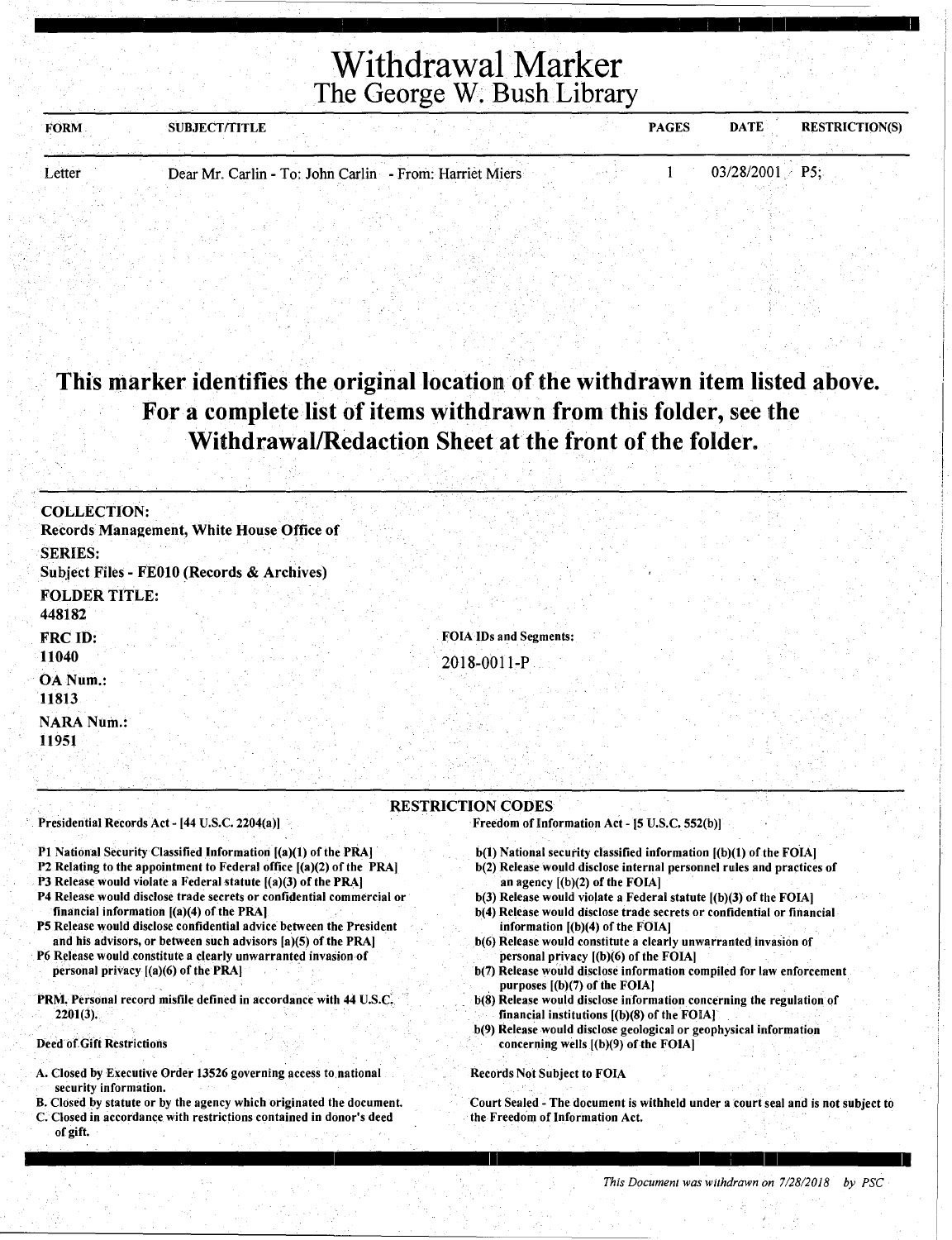# Withdrawal Marker
## The George W. Bush Library

| FORM | SUBJECT/TITLE | PAGES | DATE | RESTRICTION(S) |
|---|---|---|---|---|
| Letter | Dear Mr. Carlin - To: John Carlin - From: Harriet Miers | 1 | 03/28/2001 | P5; |

**This marker identifies the original location of the withdrawn item listed above. For a complete list of items withdrawn from this folder, see the Withdrawal/Redaction Sheet at the front of the folder.**

**COLLECTION:**
Records Management, White House Office of

**SERIES:**
Subject Files - FE010 (Records & Archives)

**FOLDER TITLE:**
448182

**FRC ID:**
11040

**OA Num.:**
11813

**NARA Num.:**
11951

**FOIA IDs and Segments:**
2018-0011-P

### RESTRICTION CODES

**Presidential Records Act - [44 U.S.C. 2204(a)]**

- P1 National Security Classified Information [(a)(1) of the PRA]
- P2 Relating to the appointment to Federal office [(a)(2) of the PRA]
- P3 Release would violate a Federal statute [(a)(3) of the PRA]
- P4 Release would disclose trade secrets or confidential commercial or financial information [(a)(4) of the PRA]
- P5 Release would disclose confidential advice between the President and his advisors, or between such advisors [a)(5) of the PRA]
- P6 Release would constitute a clearly unwarranted invasion of personal privacy [(a)(6) of the PRA]

PRM. Personal record misfile defined in accordance with 44 U.S.C. 2201(3).

**Deed of Gift Restrictions**

- A. Closed by Executive Order 13526 governing access to national security information.
- B. Closed by statute or by the agency which originated the document.
- C. Closed in accordance with restrictions contained in donor's deed of gift.

**Freedom of Information Act - [5 U.S.C. 552(b)]**

- b(1) National security classified information [(b)(1) of the FOIA]
- b(2) Release would disclose internal personnel rules and practices of an agency [(b)(2) of the FOIA]
- b(3) Release would violate a Federal statute [(b)(3) of the FOIA]
- b(4) Release would disclose trade secrets or confidential or financial information [(b)(4) of the FOIA]
- b(6) Release would constitute a clearly unwarranted invasion of personal privacy [(b)(6) of the FOIA]
- b(7) Release would disclose information compiled for law enforcement purposes [(b)(7) of the FOIA]
- b(8) Release would disclose information concerning the regulation of financial institutions [(b)(8) of the FOIA]
- b(9) Release would disclose geological or geophysical information concerning wells [(b)(9) of the FOIA]

Records Not Subject to FOIA

Court Sealed - The document is withheld under a court seal and is not subject to the Freedom of Information Act.

*This Document was withdrawn on 7/28/2018 by PSC*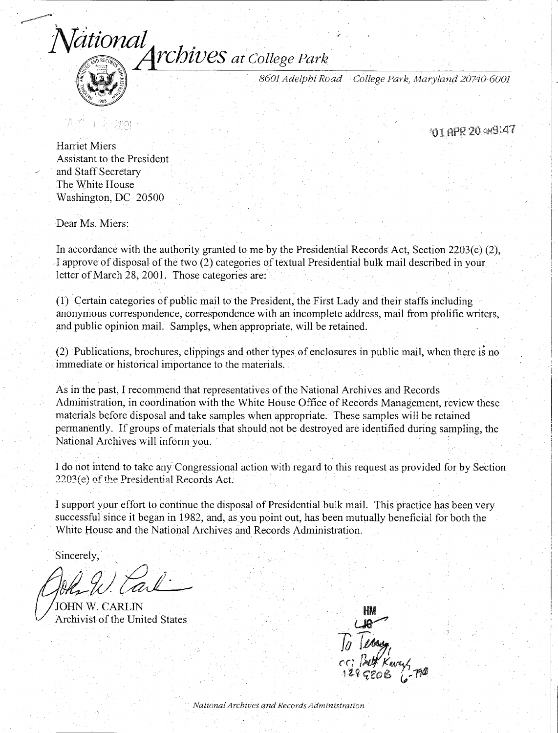# National Archives at College Park

8601 Adelphi Road · College Park, Maryland 20740-6001

APR 17 2001

'01 APR 20 AM9:47

Harriet Miers
Assistant to the President
and Staff Secretary
The White House
Washington, DC 20500

Dear Ms. Miers:

In accordance with the authority granted to me by the Presidential Records Act, Section 2203(c) (2), I approve of disposal of the two (2) categories of textual Presidential bulk mail described in your letter of March 28, 2001. Those categories are:

(1) Certain categories of public mail to the President, the First Lady and their staffs including anonymous correspondence, correspondence with an incomplete address, mail from prolific writers, and public opinion mail. Samples, when appropriate, will be retained.

(2) Publications, brochures, clippings and other types of enclosures in public mail, when there is no immediate or historical importance to the materials.

As in the past, I recommend that representatives of the National Archives and Records Administration, in coordination with the White House Office of Records Management, review these materials before disposal and take samples when appropriate. These samples will be retained permanently. If groups of materials that should not be destroyed are identified during sampling, the National Archives will inform you.

I do not intend to take any Congressional action with regard to this request as provided for by Section 2203(e) of the Presidential Records Act.

I support your effort to continue the disposal of Presidential bulk mail. This practice has been very successful since it began in 1982, and, as you point out, has been mutually beneficial for both the White House and the National Archives and Records Administration.

Sincerely,

JOHN W. CARLIN
Archivist of the United States

HM
LJG
To Terry,
cc: Betty Kennedy
128 EEOB 6-7700

National Archives and Records Administration